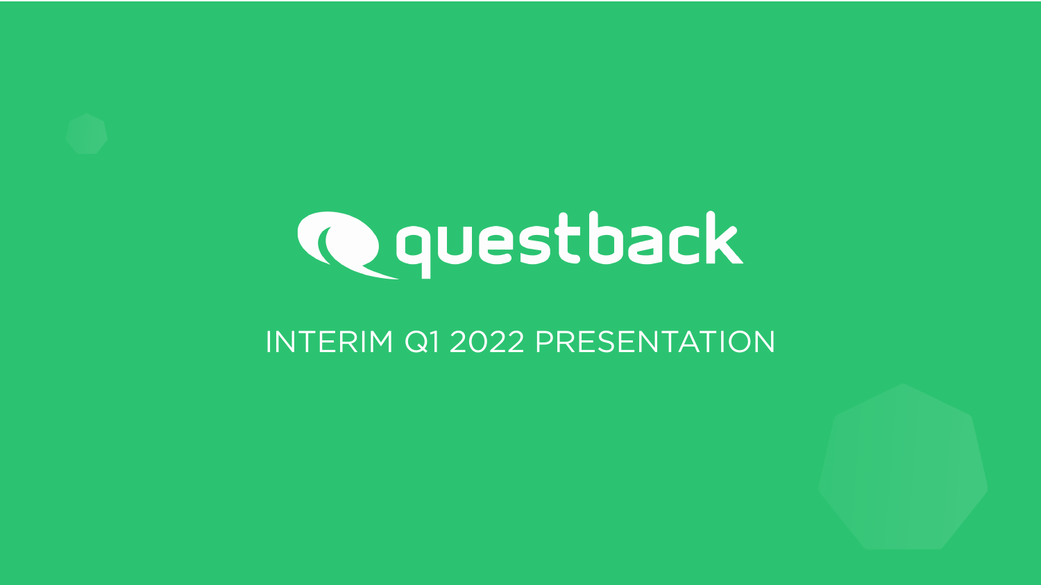# questback

INTERIM Q1 2022 PRESENTATION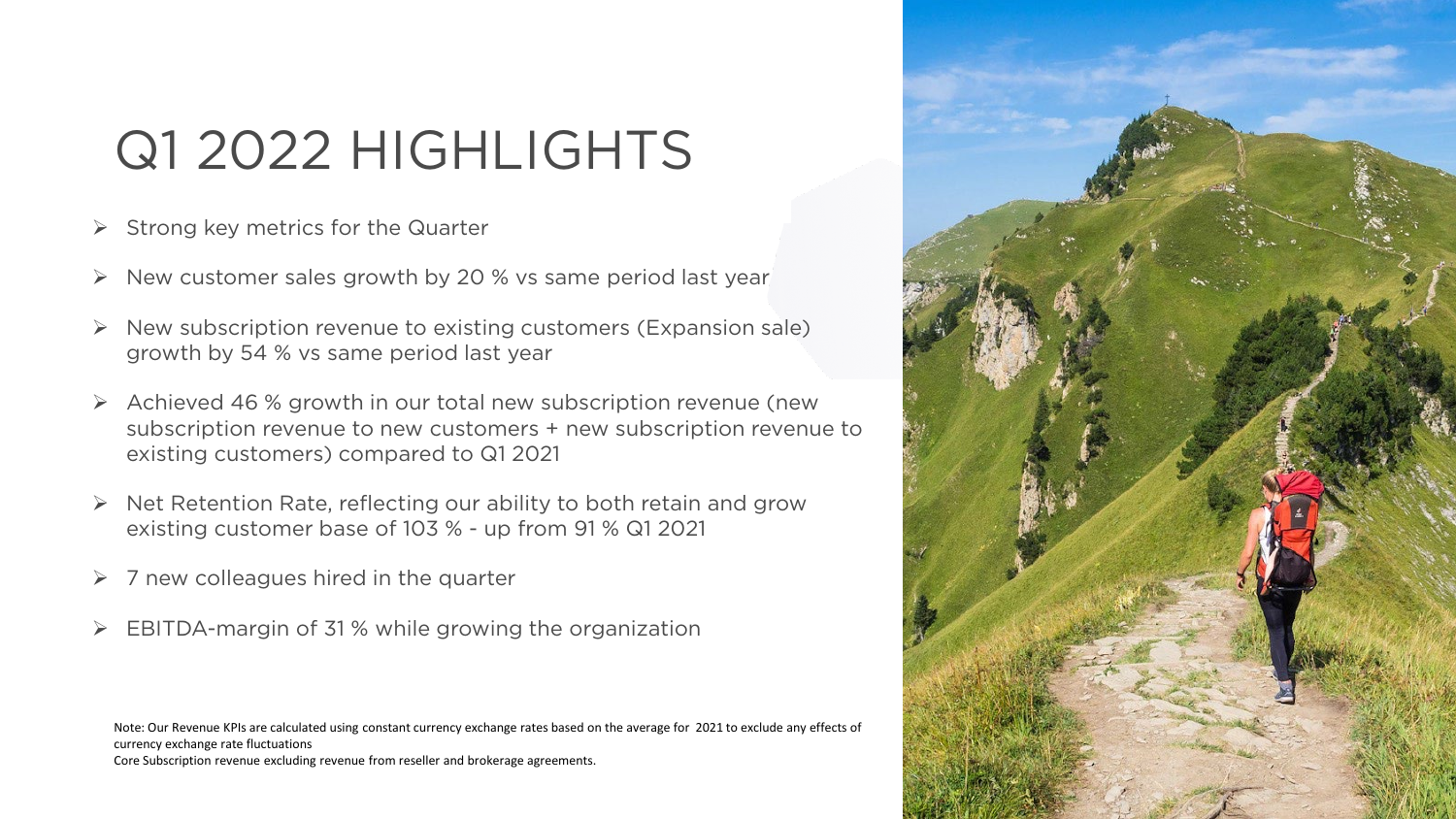# Q1 2022 HIGHLIGHTS

- Strong key metrics for the Quarter
- New customer sales growth by 20 % vs same period last year
- New subscription revenue to existing customers (Expansion sale) growth by 54 % vs same period last year
- Achieved 46 % growth in our total new subscription revenue (new subscription revenue to new customers + new subscription revenue to existing customers) compared to Q1 2021
- Net Retention Rate, reflecting our ability to both retain and grow existing customer base of 103 % - up from 91 % Q1 2021
- 7 new colleagues hired in the quarter
- EBITDA-margin of 31 % while growing the organization

Note: Our Revenue KPIs are calculated using constant currency exchange rates based on the average for 2021 to exclude any effects of currency exchange rate fluctuations
Core Subscription revenue excluding revenue from reseller and brokerage agreements.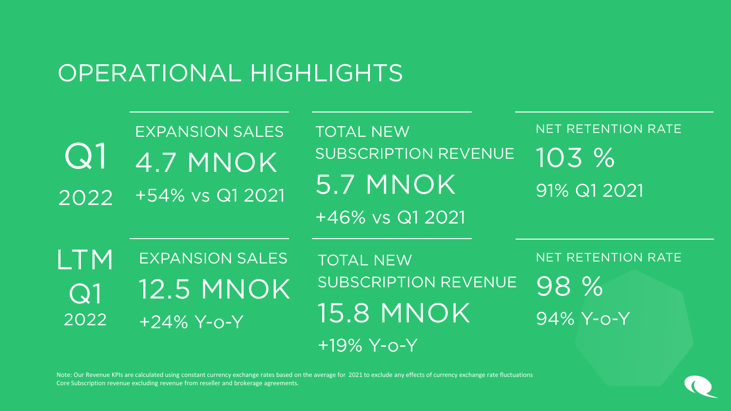# OPERATIONAL HIGHLIGHTS

| | EXPANSION SALES | TOTAL NEW SUBSCRIPTION REVENUE | NET RETENTION RATE |
|---|---|---|---|
| Q1 2022 | 4.7 MNOK<br>+54% vs Q1 2021 | 5.7 MNOK<br>+46% vs Q1 2021 | 103 %<br>91% Q1 2021 |
| LTM Q1 2022 | 12.5 MNOK<br>+24% Y-o-Y | 15.8 MNOK<br>+19% Y-o-Y | 98 %<br>94% Y-o-Y |

Note: Our Revenue KPIs are calculated using constant currency exchange rates based on the average for 2021 to exclude any effects of currency exchange rate fluctuations
Core Subscription revenue excluding revenue from reseller and brokerage agreements.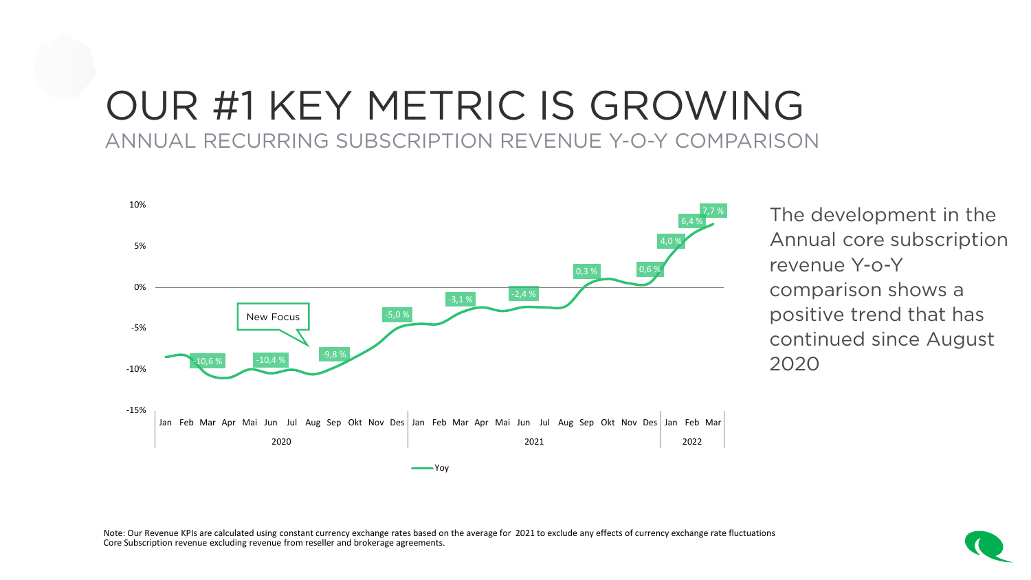# OUR #1 KEY METRIC IS GROWING

## ANNUAL RECURRING SUBSCRIPTION REVENUE Y-O-Y COMPARISON

| 2020 | | | | | | | | | | | | 2021 | | | | | | | | | | | | 2022 | | |
|---|---|---|---|---|---|---|---|---|---|---|---|---|---|---|---|---|---|---|---|---|---|---|---|---|---|---|
| Jan | Feb | Mar | Apr | Mai | Jun | Jul | Aug | Sep | Okt | Nov | Des | Jan | Feb | Mar | Apr | Mai | Jun | Jul | Aug | Sep | Okt | Nov | Des | Jan | Feb | Mar |
| | -10,6 % | | | -10,4 % | | | -9,8 % | | | | -5,0 % | | | -3,1 % | | | -2,4 % | | | 0,3 % | | | 0,6 % | 4,0 % | 6,4 % | 7,7 % |

New Focus

Yoy

The development in the Annual core subscription revenue Y-o-Y comparison shows a positive trend that has continued since August 2020

Note: Our Revenue KPIs are calculated using constant currency exchange rates based on the average for 2021 to exclude any effects of currency exchange rate fluctuations
Core Subscription revenue excluding revenue from reseller and brokerage agreements.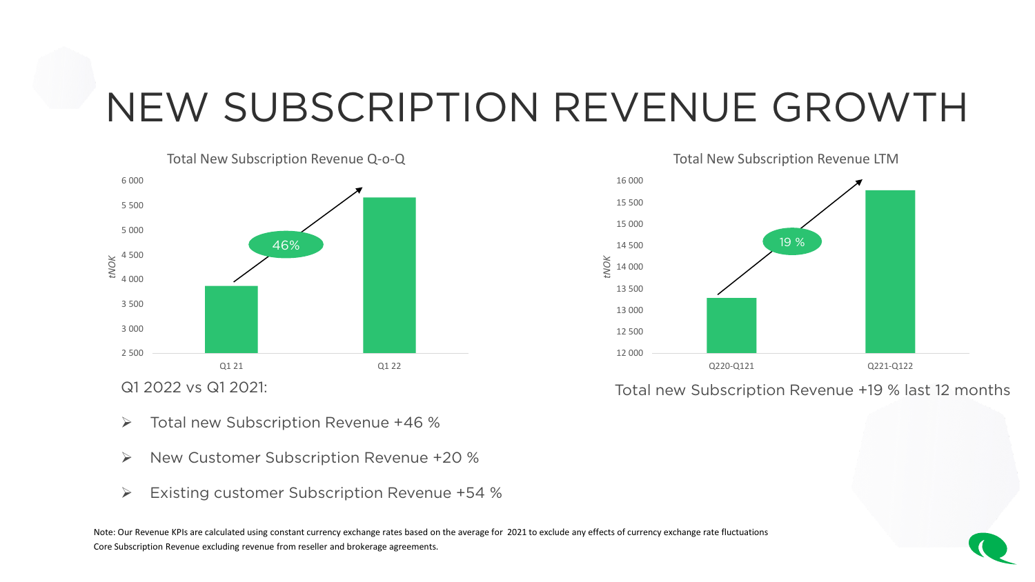# NEW SUBSCRIPTION REVENUE GROWTH

**Total New Subscription Revenue Q-o-Q**

(tNOK) Q1 21 vs Q1 22: 46%

Q1 2022 vs Q1 2021:

- Total new Subscription Revenue +46 %
- New Customer Subscription Revenue +20 %
- Existing customer Subscription Revenue +54 %

**Total New Subscription Revenue LTM**

(tNOK) Q220-Q121 vs Q221-Q122: 19 %

Total new Subscription Revenue +19 % last 12 months

Note: Our Revenue KPIs are calculated using constant currency exchange rates based on the average for 2021 to exclude any effects of currency exchange rate fluctuations
Core Subscription Revenue excluding revenue from reseller and brokerage agreements.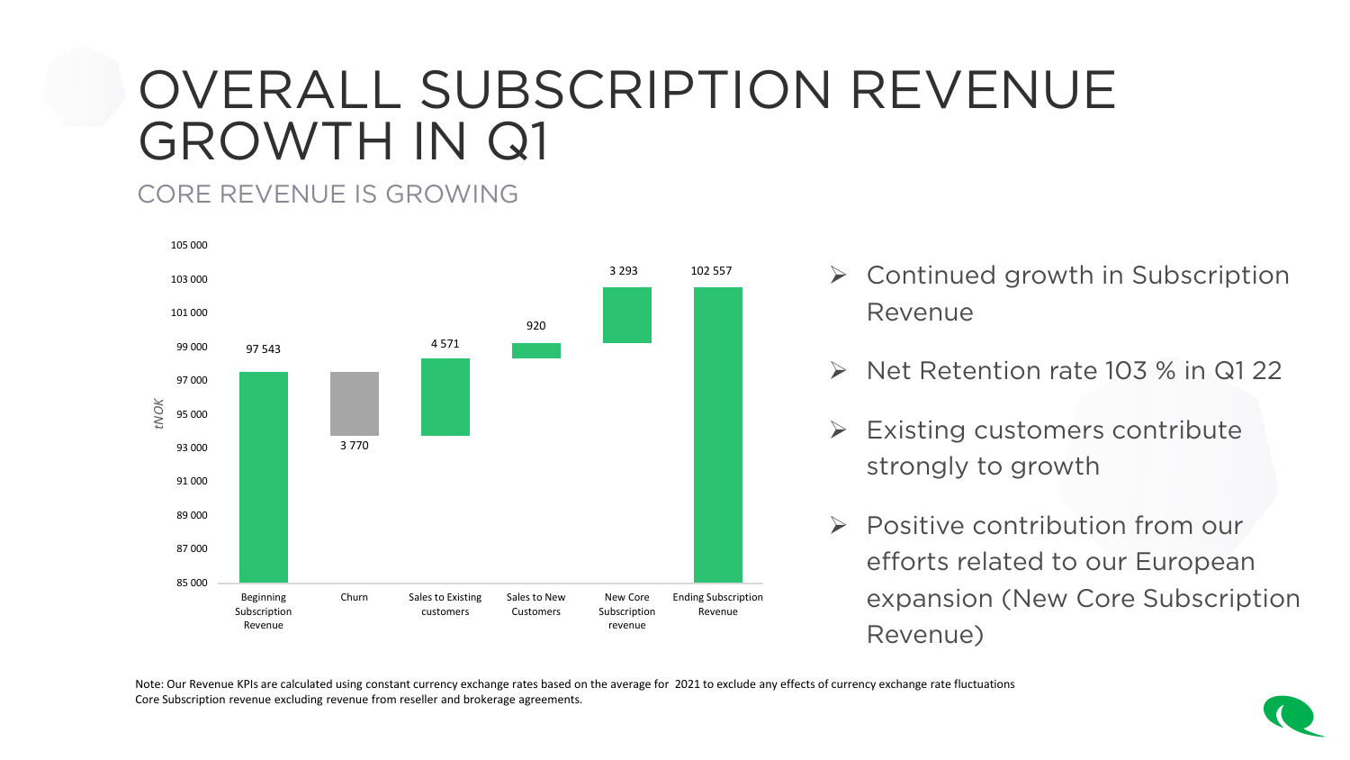# OVERALL SUBSCRIPTION REVENUE GROWTH IN Q1

## CORE REVENUE IS GROWING

| | Beginning Subscription Revenue | Churn | Sales to Existing customers | Sales to New Customers | New Core Subscription revenue | Ending Subscription Revenue |
|---|---|---|---|---|---|---|
| tNOK | 97 543 | 3 770 | 4 571 | 920 | 3 293 | 102 557 |

- Continued growth in Subscription Revenue
- Net Retention rate 103 % in Q1 22
- Existing customers contribute strongly to growth
- Positive contribution from our efforts related to our European expansion (New Core Subscription Revenue)

Note: Our Revenue KPIs are calculated using constant currency exchange rates based on the average for 2021 to exclude any effects of currency exchange rate fluctuations
Core Subscription revenue excluding revenue from reseller and brokerage agreements.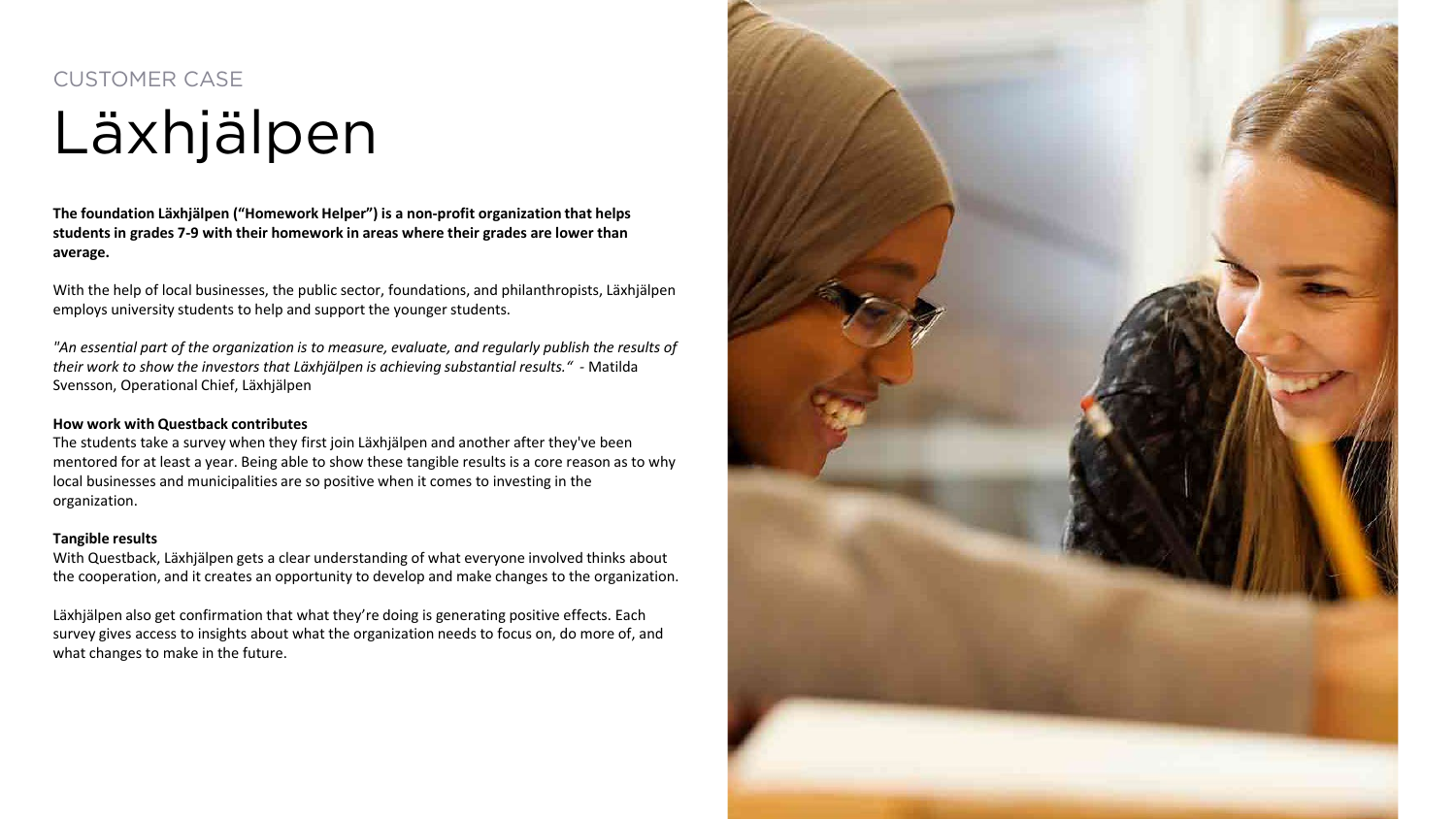CUSTOMER CASE

# Läxhjälpen

**The foundation Läxhjälpen ("Homework Helper") is a non-profit organization that helps students in grades 7-9 with their homework in areas where their grades are lower than average.**

With the help of local businesses, the public sector, foundations, and philanthropists, Läxhjälpen employs university students to help and support the younger students.

*"An essential part of the organization is to measure, evaluate, and regularly publish the results of their work to show the investors that Läxhjälpen is achieving substantial results."* - Matilda Svensson, Operational Chief, Läxhjälpen

**How work with Questback contributes**

The students take a survey when they first join Läxhjälpen and another after they've been mentored for at least a year. Being able to show these tangible results is a core reason as to why local businesses and municipalities are so positive when it comes to investing in the organization.

**Tangible results**

With Questback, Läxhjälpen gets a clear understanding of what everyone involved thinks about the cooperation, and it creates an opportunity to develop and make changes to the organization.

Läxhjälpen also get confirmation that what they're doing is generating positive effects. Each survey gives access to insights about what the organization needs to focus on, do more of, and what changes to make in the future.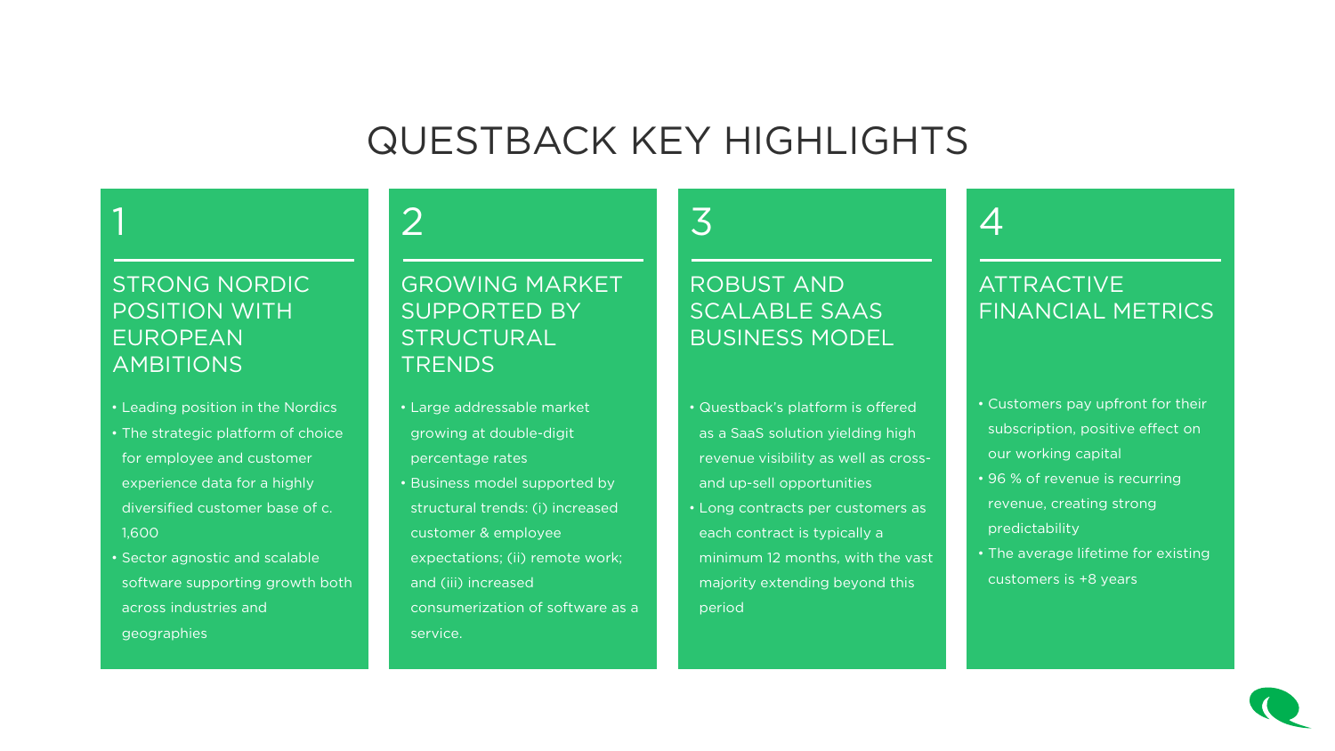# QUESTBACK KEY HIGHLIGHTS

## 1

### STRONG NORDIC POSITION WITH EUROPEAN AMBITIONS

- Leading position in the Nordics
- The strategic platform of choice for employee and customer experience data for a highly diversified customer base of c. 1,600
- Sector agnostic and scalable software supporting growth both across industries and geographies

## 2

### GROWING MARKET SUPPORTED BY STRUCTURAL TRENDS

- Large addressable market growing at double-digit percentage rates
- Business model supported by structural trends: (i) increased customer & employee expectations; (ii) remote work; and (iii) increased consumerization of software as a service.

## 3

### ROBUST AND SCALABLE SAAS BUSINESS MODEL

- Questback's platform is offered as a SaaS solution yielding high revenue visibility as well as cross- and up-sell opportunities
- Long contracts per customers as each contract is typically a minimum 12 months, with the vast majority extending beyond this period

## 4

### ATTRACTIVE FINANCIAL METRICS

- Customers pay upfront for their subscription, positive effect on our working capital
- 96 % of revenue is recurring revenue, creating strong predictability
- The average lifetime for existing customers is +8 years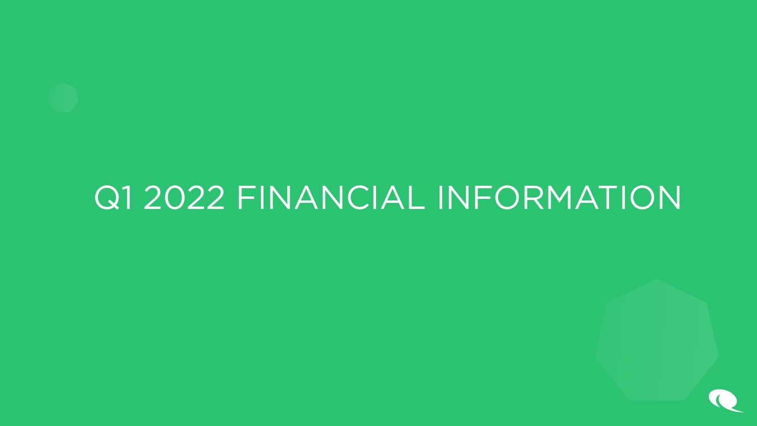# Q1 2022 FINANCIAL INFORMATION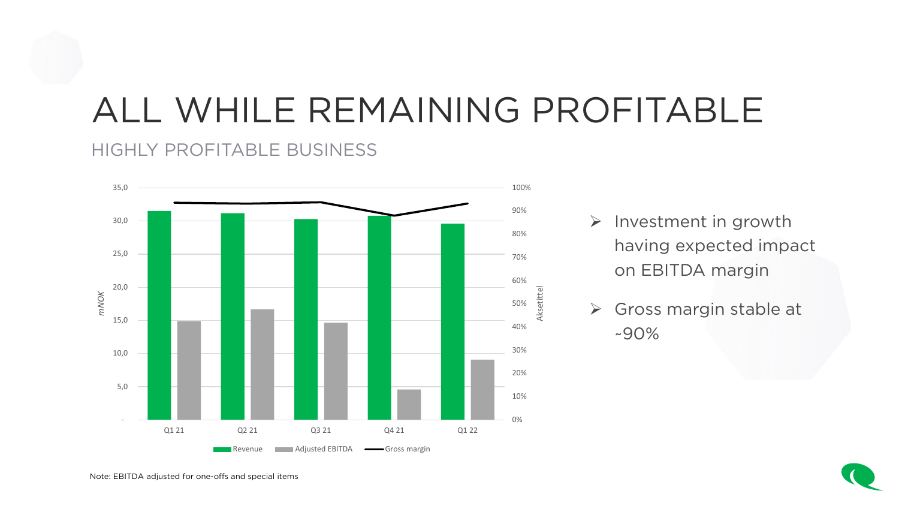# ALL WHILE REMAINING PROFITABLE

## HIGHLY PROFITABLE BUSINESS

mNOK

35,0
30,0
25,0
20,0
15,0
10,0
5,0
-

100%
90%
80%
70%
60%
50%
40%
30%
20%
10%
0%

Aksetittel

Q1 21 Q2 21 Q3 21 Q4 21 Q1 22

Revenue Adjusted EBITDA Gross margin

- Investment in growth having expected impact on EBITDA margin
- Gross margin stable at ~90%

Note: EBITDA adjusted for one-offs and special items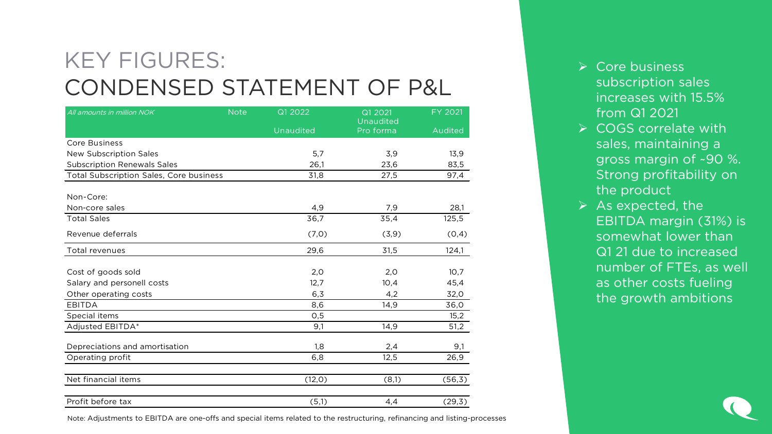# KEY FIGURES:
# CONDENSED STATEMENT OF P&L

| *All amounts in million NOK* | Note | Q1 2022 Unaudited | Q1 2021 Unaudited Pro forma | FY 2021 Audited |
|---|---|---|---|---|
| Core Business | | | | |
| New Subscription Sales | | 5,7 | 3,9 | 13,9 |
| Subscription Renewals Sales | | 26,1 | 23,6 | 83,5 |
| Total Subscription Sales, Core business | | 31,8 | 27,5 | 97,4 |
| | | | | |
| Non-Core: | | | | |
| Non-core sales | | 4,9 | 7,9 | 28,1 |
| Total Sales | | 36,7 | 35,4 | 125,5 |
| Revenue deferrals | | (7,0) | (3,9) | (0,4) |
| Total revenues | | 29,6 | 31,5 | 124,1 |
| | | | | |
| Cost of goods sold | | 2,0 | 2,0 | 10,7 |
| Salary and personell costs | | 12,7 | 10,4 | 45,4 |
| Other operating costs | | 6,3 | 4,2 | 32,0 |
| EBITDA | | 8,6 | 14,9 | 36,0 |
| Special items | | 0,5 | | 15,2 |
| Adjusted EBITDA* | | 9,1 | 14,9 | 51,2 |
| | | | | |
| Depreciations and amortisation | | 1,8 | 2,4 | 9,1 |
| Operating profit | | 6,8 | 12,5 | 26,9 |
| | | | | |
| Net financial items | | (12,0) | (8,1) | (56,3) |
| | | | | |
| Profit before tax | | (5,1) | 4,4 | (29,3) |

Note: Adjustments to EBITDA are one-offs and special items related to the restructuring, refinancing and listing-processes

- Core business subscription sales increases with 15.5% from Q1 2021
- COGS correlate with sales, maintaining a gross margin of ~90 %. Strong profitability on the product
- As expected, the EBITDA margin (31%) is somewhat lower than Q1 21 due to increased number of FTEs, as well as other costs fueling the growth ambitions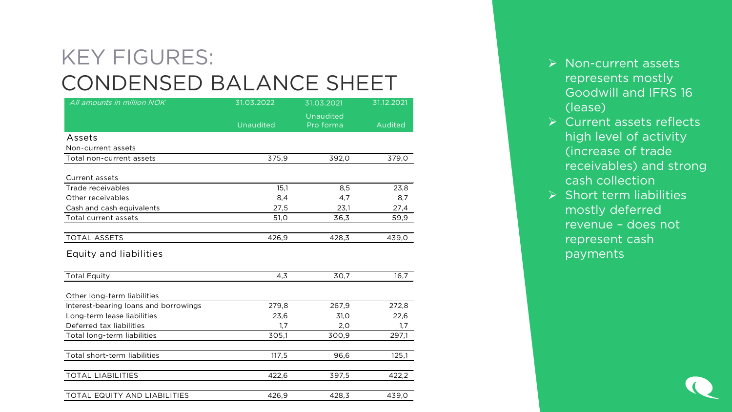# KEY FIGURES:
# CONDENSED BALANCE SHEET

| *All amounts in million NOK* | 31.03.2022 | 31.03.2021 | 31.12.2021 |
|---|---|---|---|
| | Unaudited | Unaudited Pro forma | Audited |
| **Assets** | | | |
| Non-current assets | | | |
| Total non-current assets | 375,9 | 392,0 | 379,0 |
| | | | |
| Current assets | | | |
| Trade receivables | 15,1 | 8,5 | 23,8 |
| Other receivables | 8,4 | 4,7 | 8,7 |
| Cash and cash equivalents | 27,5 | 23,1 | 27,4 |
| Total current assets | 51,0 | 36,3 | 59,9 |
| | | | |
| TOTAL ASSETS | 426,9 | 428,3 | 439,0 |
| **Equity and liabilities** | | | |
| | | | |
| Total Equity | 4,3 | 30,7 | 16,7 |
| | | | |
| Other long-term liabilities | | | |
| Interest-bearing loans and borrowings | 279,8 | 267,9 | 272,8 |
| Long-term lease liabilities | 23,6 | 31,0 | 22,6 |
| Deferred tax liabilities | 1,7 | 2,0 | 1,7 |
| Total long-term liabilities | 305,1 | 300,9 | 297,1 |
| | | | |
| Total short-term liabilities | 117,5 | 96,6 | 125,1 |
| | | | |
| TOTAL LIABILITIES | 422,6 | 397,5 | 422,2 |
| | | | |
| TOTAL EQUITY AND LIABILITIES | 426,9 | 428,3 | 439,0 |

- Non-current assets represents mostly Goodwill and IFRS 16 (lease)
- Current assets reflects high level of activity (increase of trade receivables) and strong cash collection
- Short term liabilities mostly deferred revenue – does not represent cash payments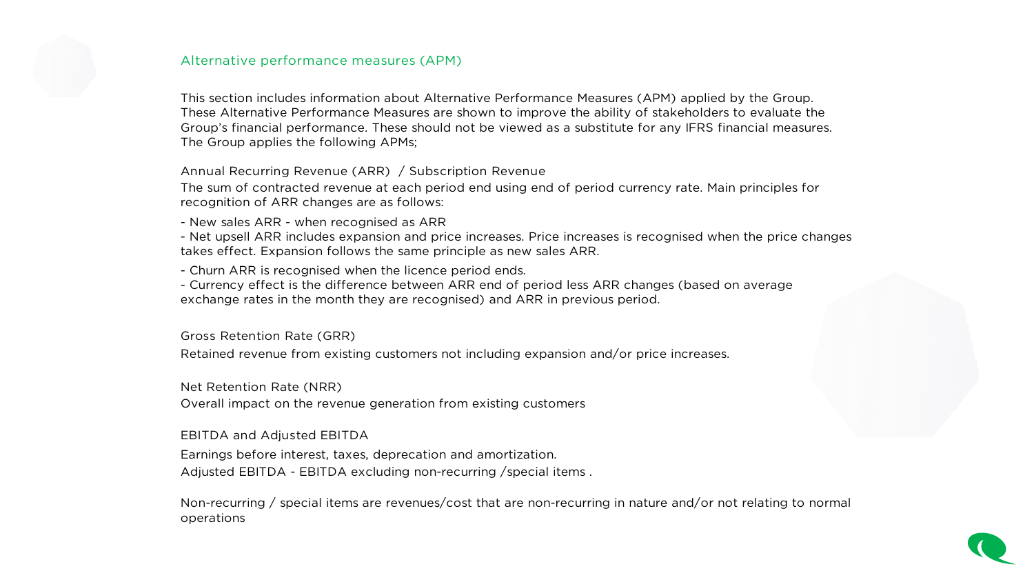## Alternative performance measures (APM)

This section includes information about Alternative Performance Measures (APM) applied by the Group. These Alternative Performance Measures are shown to improve the ability of stakeholders to evaluate the Group's financial performance. These should not be viewed as a substitute for any IFRS financial measures. The Group applies the following APMs;

### Annual Recurring Revenue (ARR) / Subscription Revenue

The sum of contracted revenue at each period end using end of period currency rate. Main principles for recognition of ARR changes are as follows:

- New sales ARR - when recognised as ARR
- Net upsell ARR includes expansion and price increases. Price increases is recognised when the price changes takes effect. Expansion follows the same principle as new sales ARR.
- Churn ARR is recognised when the licence period ends.
- Currency effect is the difference between ARR end of period less ARR changes (based on average exchange rates in the month they are recognised) and ARR in previous period.

### Gross Retention Rate (GRR)

Retained revenue from existing customers not including expansion and/or price increases.

### Net Retention Rate (NRR)

Overall impact on the revenue generation from existing customers

### EBITDA and Adjusted EBITDA

Earnings before interest, taxes, deprecation and amortization.

Adjusted EBITDA - EBITDA excluding non-recurring /special items .

Non-recurring / special items are revenues/cost that are non-recurring in nature and/or not relating to normal operations